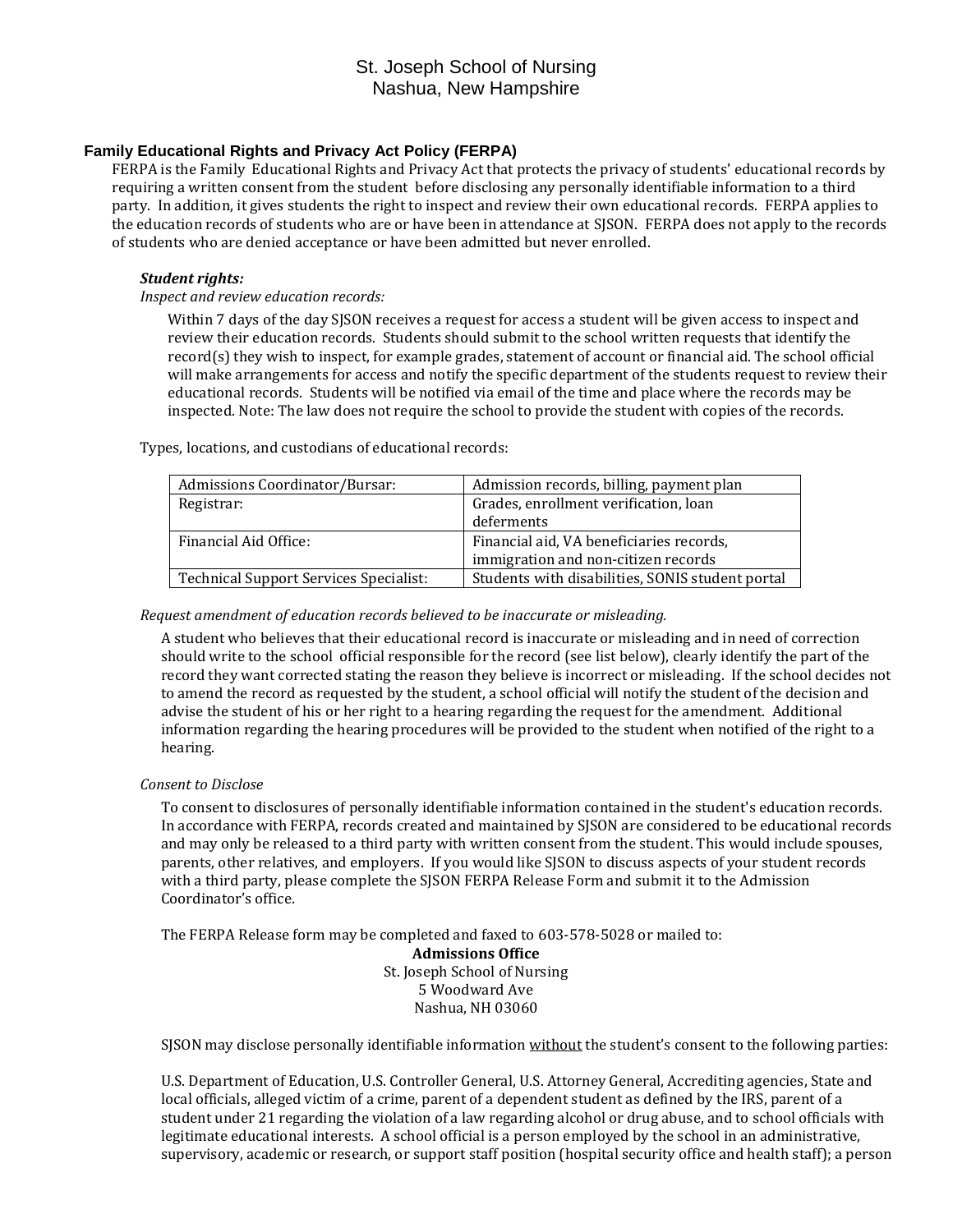# St. Joseph School of Nursing
# Nashua, New Hampshire

## Family Educational Rights and Privacy Act Policy (FERPA)

FERPA is the Family Educational Rights and Privacy Act that protects the privacy of students' educational records by requiring a written consent from the student before disclosing any personally identifiable information to a third party. In addition, it gives students the right to inspect and review their own educational records. FERPA applies to the education records of students who are or have been in attendance at SJSON. FERPA does not apply to the records of students who are denied acceptance or have been admitted but never enrolled.

### *Student rights:*

*Inspect and review education records:*

Within 7 days of the day SJSON receives a request for access a student will be given access to inspect and review their education records. Students should submit to the school written requests that identify the record(s) they wish to inspect, for example grades, statement of account or financial aid. The school official will make arrangements for access and notify the specific department of the students request to review their educational records. Students will be notified via email of the time and place where the records may be inspected. Note: The law does not require the school to provide the student with copies of the records.

Types, locations, and custodians of educational records:

| | |
|---|---|
| Admissions Coordinator/Bursar: | Admission records, billing, payment plan |
| Registrar: | Grades, enrollment verification, loan deferments |
| Financial Aid Office: | Financial aid, VA beneficiaries records, immigration and non-citizen records |
| Technical Support Services Specialist: | Students with disabilities, SONIS student portal |

*Request amendment of education records believed to be inaccurate or misleading.*

A student who believes that their educational record is inaccurate or misleading and in need of correction should write to the school official responsible for the record (see list below), clearly identify the part of the record they want corrected stating the reason they believe is incorrect or misleading. If the school decides not to amend the record as requested by the student, a school official will notify the student of the decision and advise the student of his or her right to a hearing regarding the request for the amendment. Additional information regarding the hearing procedures will be provided to the student when notified of the right to a hearing.

*Consent to Disclose*

To consent to disclosures of personally identifiable information contained in the student's education records. In accordance with FERPA, records created and maintained by SJSON are considered to be educational records and may only be released to a third party with written consent from the student. This would include spouses, parents, other relatives, and employers. If you would like SJSON to discuss aspects of your student records with a third party, please complete the SJSON FERPA Release Form and submit it to the Admission Coordinator's office.

The FERPA Release form may be completed and faxed to 603-578-5028 or mailed to:

**Admissions Office**
St. Joseph School of Nursing
5 Woodward Ave
Nashua, NH 03060

SJSON may disclose personally identifiable information without the student's consent to the following parties:

U.S. Department of Education, U.S. Controller General, U.S. Attorney General, Accrediting agencies, State and local officials, alleged victim of a crime, parent of a dependent student as defined by the IRS, parent of a student under 21 regarding the violation of a law regarding alcohol or drug abuse, and to school officials with legitimate educational interests. A school official is a person employed by the school in an administrative, supervisory, academic or research, or support staff position (hospital security office and health staff); a person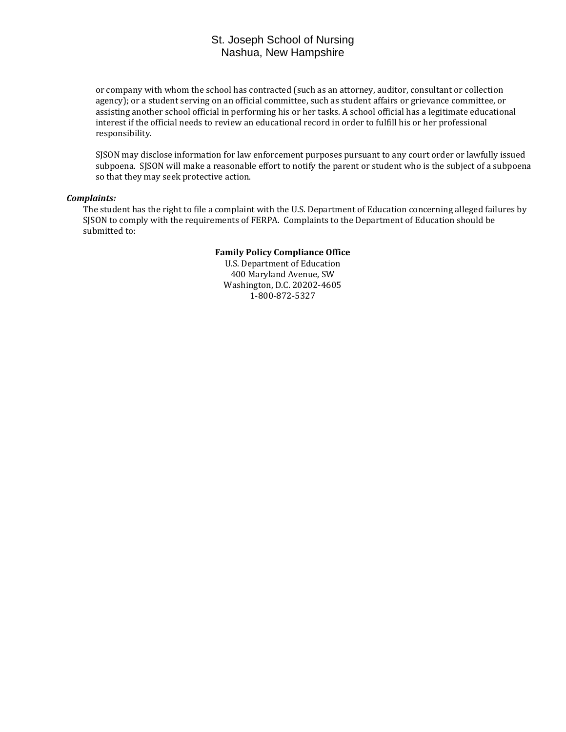or company with whom the school has contracted (such as an attorney, auditor, consultant or collection agency); or a student serving on an official committee, such as student affairs or grievance committee, or assisting another school official in performing his or her tasks. A school official has a legitimate educational interest if the official needs to review an educational record in order to fulfill his or her professional responsibility.

SJSON may disclose information for law enforcement purposes pursuant to any court order or lawfully issued subpoena. SJSON will make a reasonable effort to notify the parent or student who is the subject of a subpoena so that they may seek protective action.

***Complaints:***

The student has the right to file a complaint with the U.S. Department of Education concerning alleged failures by SJSON to comply with the requirements of FERPA. Complaints to the Department of Education should be submitted to:

**Family Policy Compliance Office**
U.S. Department of Education
400 Maryland Avenue, SW
Washington, D.C. 20202-4605
1-800-872-5327